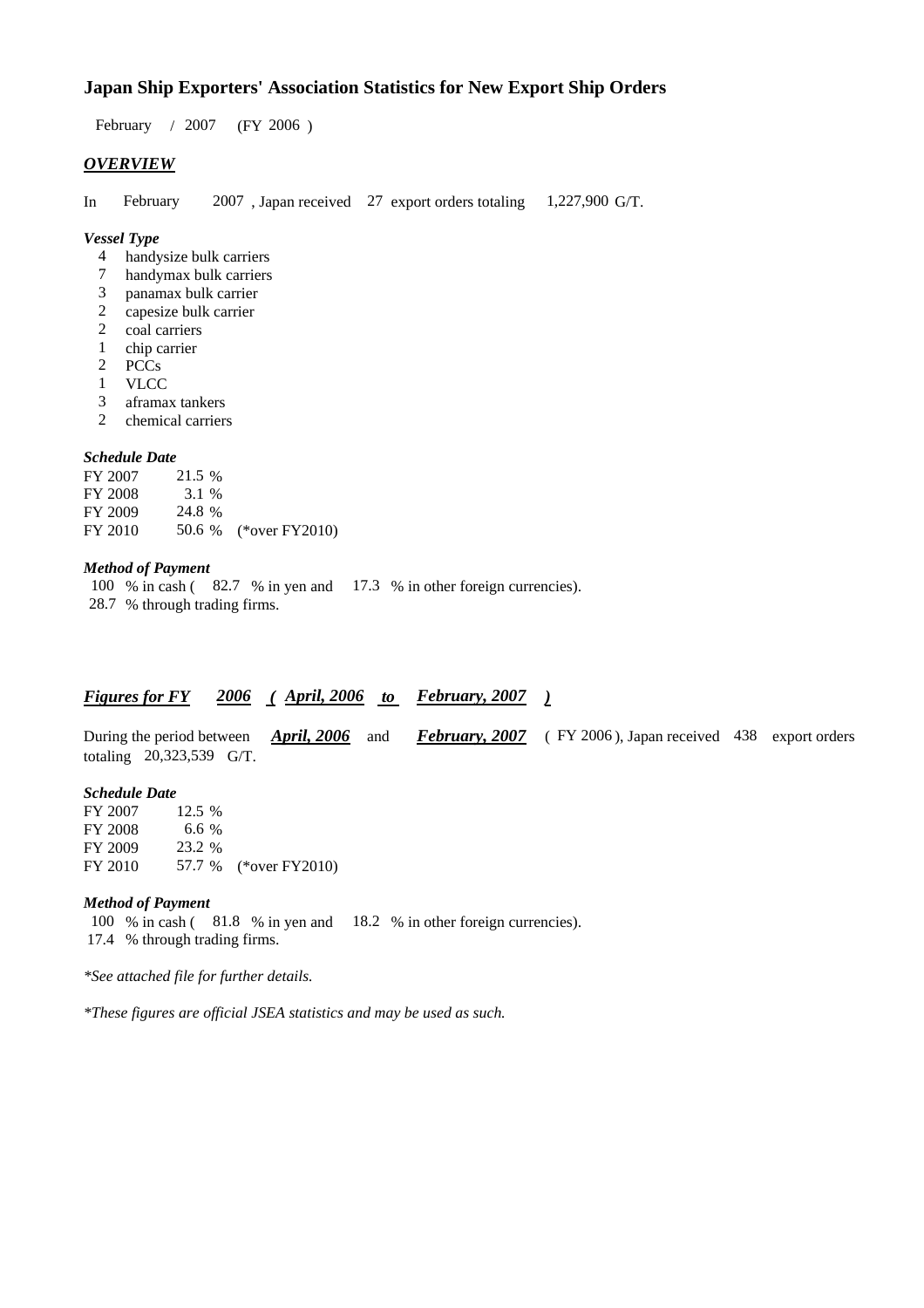# Japan Ship Exporters' Association Statistics for New Export Ship Orders

February / 2007 (FY 2006 )

## *OVERVIEW*

In February 2007 , Japan received 27 export orders totaling 1,227,900 G/T.

### *Vessel Type*

- 4 handysize bulk carriers
- 7 handymax bulk carriers
- 3 panamax bulk carrier
- 2 capesize bulk carrier
- 2 coal carriers
- 1 chip carrier
- 2 PCCs
- 1 VLCC
- 3 aframax tankers
- 2 chemical carriers

### *Schedule Date*

| | | |
|---|---|---|
| FY 2007 | 21.5 % | |
| FY 2008 | 3.1 % | |
| FY 2009 | 24.8 % | |
| FY 2010 | 50.6 % | (*over FY2010) |

### *Method of Payment*

100 % in cash ( 82.7 % in yen and 17.3 % in other foreign currencies).
28.7 % through trading firms.

## *Figures for FY 2006 ( April, 2006 to February, 2007 )*

During the period between ***April, 2006*** and ***February, 2007*** ( FY 2006 ), Japan received 438 export orders totaling 20,323,539 G/T.

### *Schedule Date*

| | | |
|---|---|---|
| FY 2007 | 12.5 % | |
| FY 2008 | 6.6 % | |
| FY 2009 | 23.2 % | |
| FY 2010 | 57.7 % | (*over FY2010) |

### *Method of Payment*

100 % in cash ( 81.8 % in yen and 18.2 % in other foreign currencies).
17.4 % through trading firms.

*\*See attached file for further details.*

*\*These figures are official JSEA statistics and may be used as such.*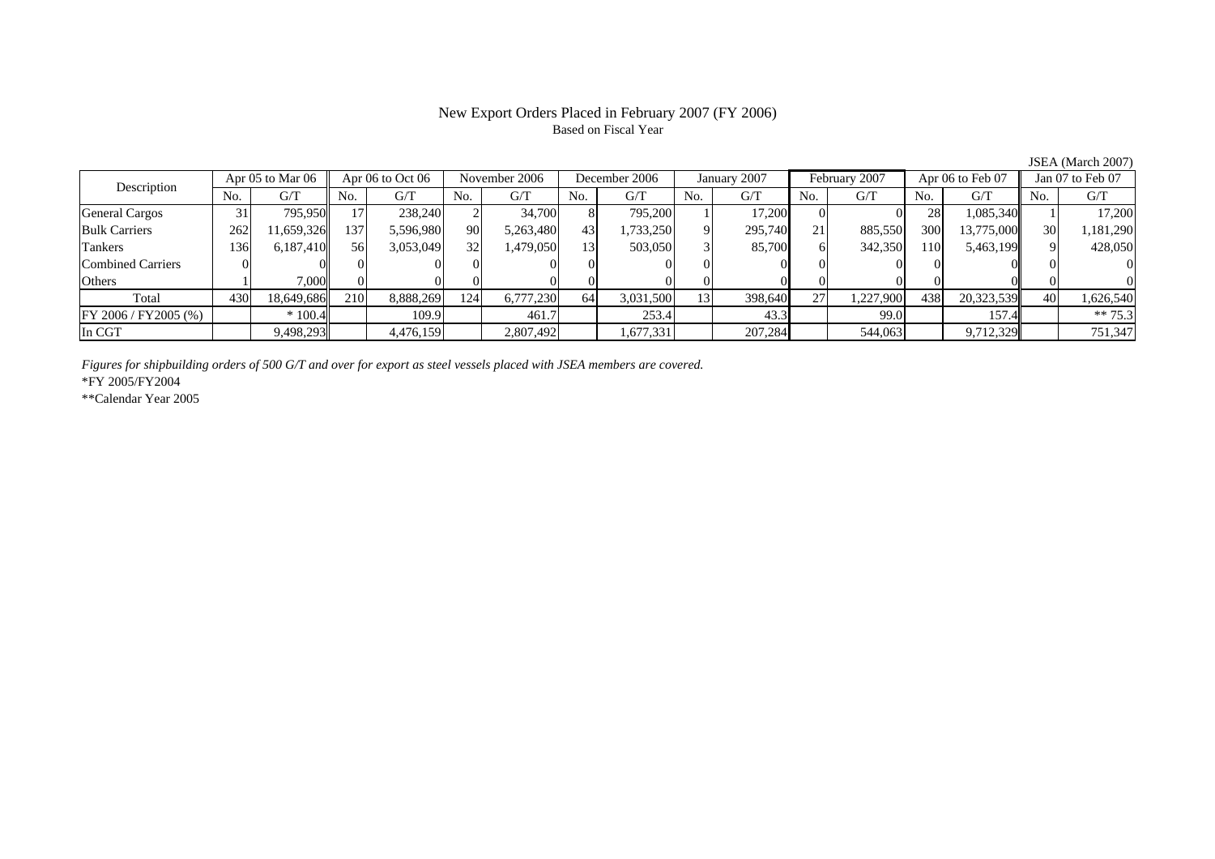# New Export Orders Placed in February 2007 (FY 2006)

Based on Fiscal Year

JSEA (March 2007)

| Description | Apr 05 to Mar 06 | | Apr 06 to Oct 06 | | November 2006 | | December 2006 | | January 2007 | | February 2007 | | Apr 06 to Feb 07 | | Jan 07 to Feb 07 | |
|---|---|---|---|---|---|---|---|---|---|---|---|---|---|---|---|---|
| | No. | G/T | No. | G/T | No. | G/T | No. | G/T | No. | G/T | No. | G/T | No. | G/T | No. | G/T |
| General Cargos | 31 | 795,950 | 17 | 238,240 | 2 | 34,700 | 8 | 795,200 | 1 | 17,200 | 0 | 0 | 28 | 1,085,340 | 1 | 17,200 |
| Bulk Carriers | 262 | 11,659,326 | 137 | 5,596,980 | 90 | 5,263,480 | 43 | 1,733,250 | 9 | 295,740 | 21 | 885,550 | 300 | 13,775,000 | 30 | 1,181,290 |
| Tankers | 136 | 6,187,410 | 56 | 3,053,049 | 32 | 1,479,050 | 13 | 503,050 | 3 | 85,700 | 6 | 342,350 | 110 | 5,463,199 | 9 | 428,050 |
| Combined Carriers | 0 | 0 | 0 | 0 | 0 | 0 | 0 | 0 | 0 | 0 | 0 | 0 | 0 | 0 | 0 | 0 |
| Others | 1 | 7,000 | 0 | 0 | 0 | 0 | 0 | 0 | 0 | 0 | 0 | 0 | 0 | 0 | 0 | 0 |
| Total | 430 | 18,649,686 | 210 | 8,888,269 | 124 | 6,777,230 | 64 | 3,031,500 | 13 | 398,640 | 27 | 1,227,900 | 438 | 20,323,539 | 40 | 1,626,540 |
| FY 2006 / FY2005 (%) | | * 100.4 | | 109.9 | | 461.7 | | 253.4 | | 43.3 | | 99.0 | | 157.4 | | ** 75.3 |
| In CGT | | 9,498,293 | | 4,476,159 | | 2,807,492 | | 1,677,331 | | 207,284 | | 544,063 | | 9,712,329 | | 751,347 |

*Figures for shipbuilding orders of 500 G/T and over for export as steel vessels placed with JSEA members are covered.*

*FY 2005/FY2004

**Calendar Year 2005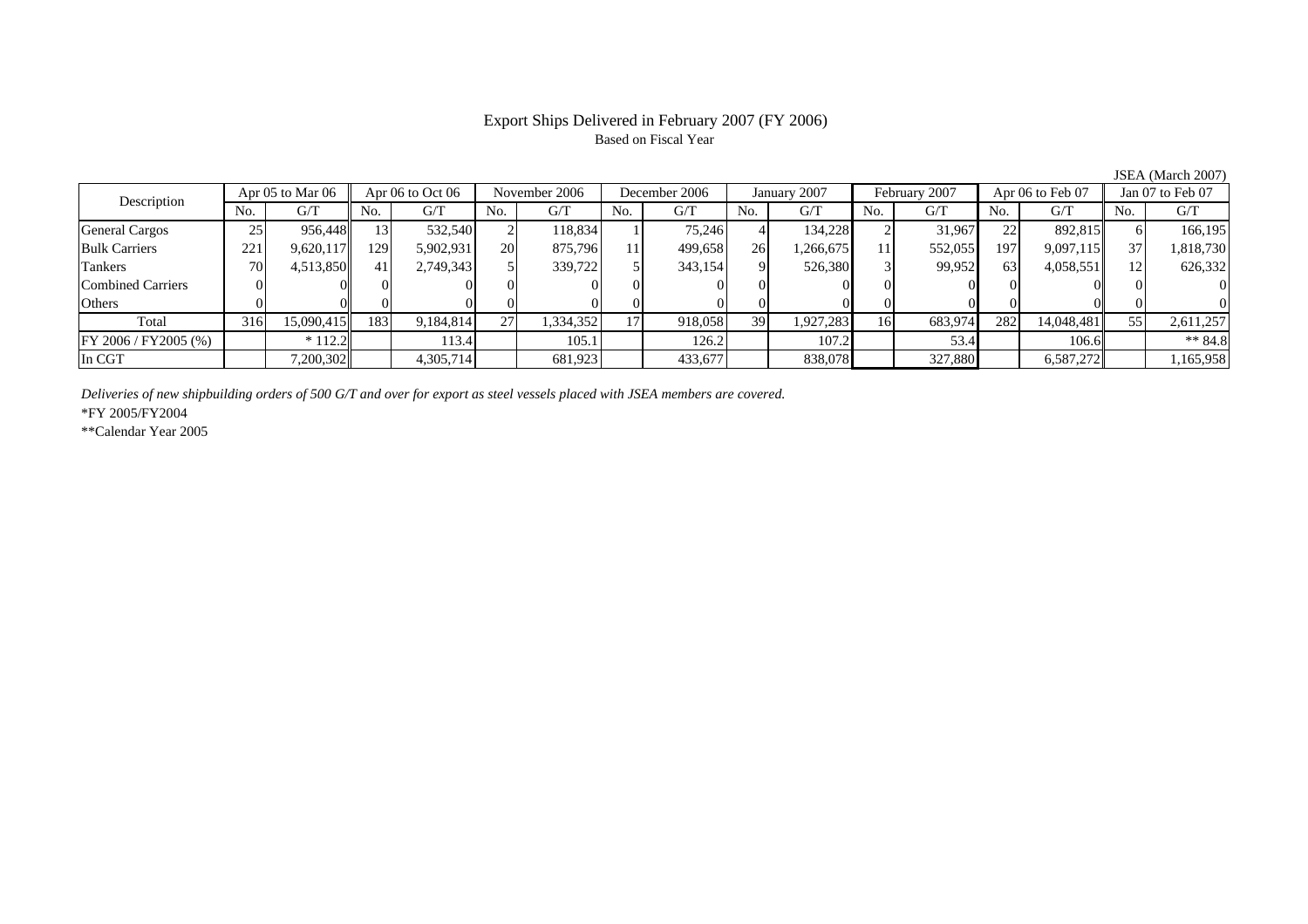# Export Ships Delivered in February 2007 (FY 2006)

Based on Fiscal Year

JSEA (March 2007)

| Description | Apr 05 to Mar 06 | | Apr 06 to Oct 06 | | November 2006 | | December 2006 | | January 2007 | | February 2007 | | Apr 06 to Feb 07 | | Jan 07 to Feb 07 | |
|---|---|---|---|---|---|---|---|---|---|---|---|---|---|---|---|---|
| | No. | G/T | No. | G/T | No. | G/T | No. | G/T | No. | G/T | No. | G/T | No. | G/T | No. | G/T |
| General Cargos | 25 | 956,448 | 13 | 532,540 | 2 | 118,834 | 1 | 75,246 | 4 | 134,228 | 2 | 31,967 | 22 | 892,815 | 6 | 166,195 |
| Bulk Carriers | 221 | 9,620,117 | 129 | 5,902,931 | 20 | 875,796 | 11 | 499,658 | 26 | 1,266,675 | 11 | 552,055 | 197 | 9,097,115 | 37 | 1,818,730 |
| Tankers | 70 | 4,513,850 | 41 | 2,749,343 | 5 | 339,722 | 5 | 343,154 | 9 | 526,380 | 3 | 99,952 | 63 | 4,058,551 | 12 | 626,332 |
| Combined Carriers | 0 | 0 | 0 | 0 | 0 | 0 | 0 | 0 | 0 | 0 | 0 | 0 | 0 | 0 | 0 | 0 |
| Others | 0 | 0 | 0 | 0 | 0 | 0 | 0 | 0 | 0 | 0 | 0 | 0 | 0 | 0 | 0 | 0 |
| Total | 316 | 15,090,415 | 183 | 9,184,814 | 27 | 1,334,352 | 17 | 918,058 | 39 | 1,927,283 | 16 | 683,974 | 282 | 14,048,481 | 55 | 2,611,257 |
| FY 2006 / FY2005 (%) | | * 112.2 | | 113.4 | | 105.1 | | 126.2 | | 107.2 | | 53.4 | | 106.6 | | ** 84.8 |
| In CGT | | 7,200,302 | | 4,305,714 | | 681,923 | | 433,677 | | 838,078 | | 327,880 | | 6,587,272 | | 1,165,958 |

*Deliveries of new shipbuilding orders of 500 G/T and over for export as steel vessels placed with JSEA members are covered.*

*FY 2005/FY2004

**Calendar Year 2005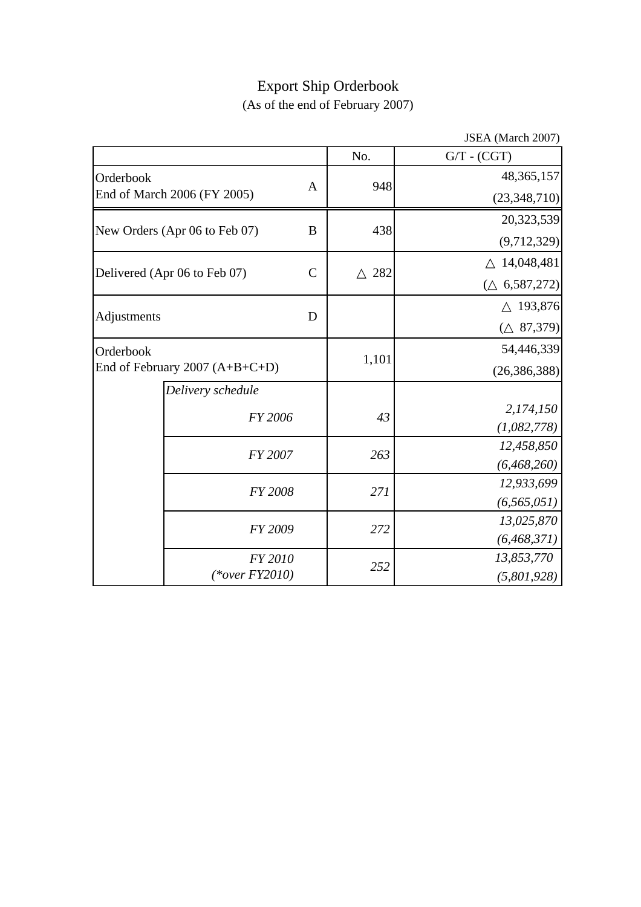# Export Ship Orderbook

(As of the end of February 2007)

JSEA (March 2007)

| | | | No. | G/T - (CGT) |
|---|---|---|---|---|
| Orderbook<br>End of March 2006 (FY 2005) | | A | 948 | 48,365,157<br>(23,348,710) |
| New Orders (Apr 06 to Feb 07) | | B | 438 | 20,323,539<br>(9,712,329) |
| Delivered (Apr 06 to Feb 07) | | C | △ 282 | △ 14,048,481<br>(△ 6,587,272) |
| Adjustments | | D | | △ 193,876<br>(△ 87,379) |
| Orderbook<br>End of February 2007 (A+B+C+D) | | | 1,101 | 54,446,339<br>(26,386,388) |
| | *Delivery schedule*<br>*FY 2006* | | *43* | *2,174,150*<br>*(1,082,778)* |
| | *FY 2007* | | *263* | *12,458,850*<br>*(6,468,260)* |
| | *FY 2008* | | *271* | *12,933,699*<br>*(6,565,051)* |
| | *FY 2009* | | *272* | *13,025,870*<br>*(6,468,371)* |
| | *FY 2010*<br>*(\*over FY2010)* | | *252* | *13,853,770*<br>*(5,801,928)* |